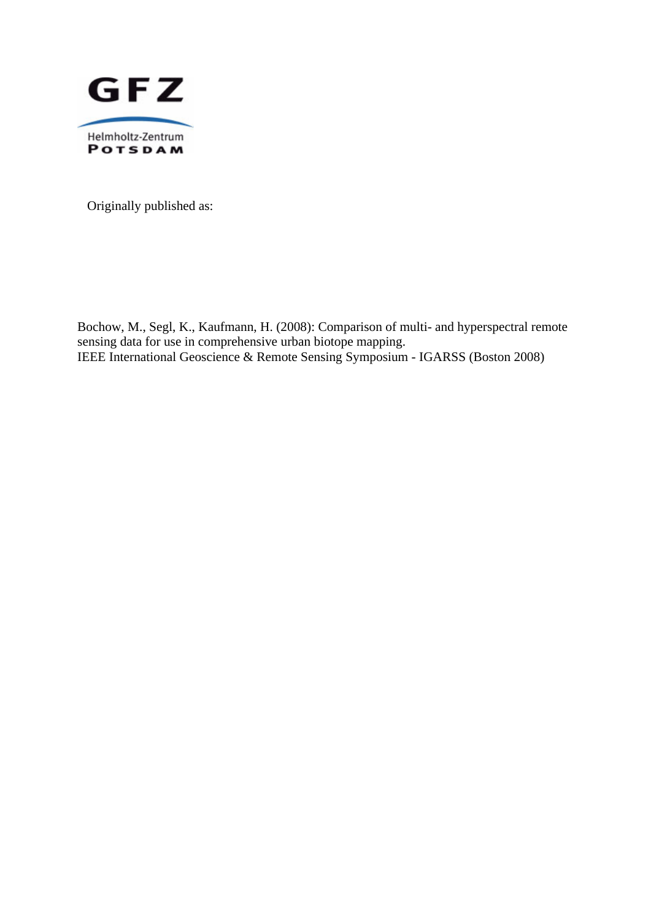GFZ

Helmholtz-Zentrum
POTSDAM

Originally published as:

Bochow, M., Segl, K., Kaufmann, H. (2008): Comparison of multi- and hyperspectral remote sensing data for use in comprehensive urban biotope mapping.
IEEE International Geoscience & Remote Sensing Symposium - IGARSS (Boston 2008)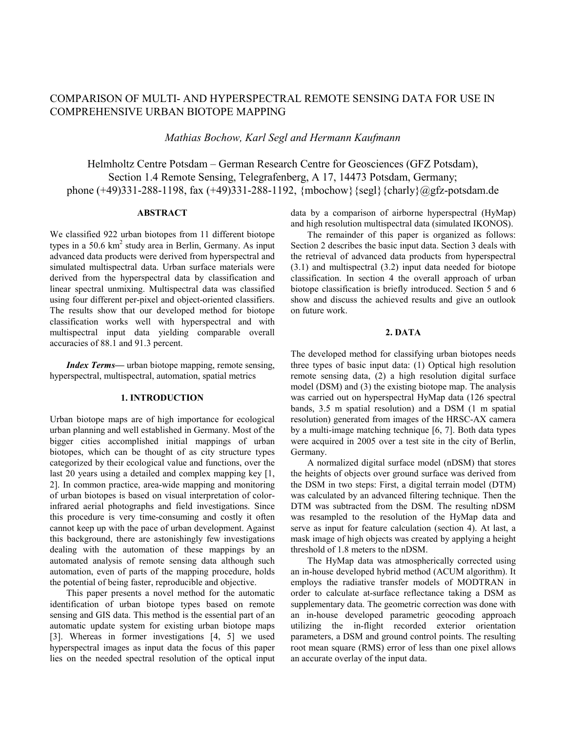# COMPARISON OF MULTI- AND HYPERSPECTRAL REMOTE SENSING DATA FOR USE IN COMPREHENSIVE URBAN BIOTOPE MAPPING

*Mathias Bochow, Karl Segl and Hermann Kaufmann*

Helmholtz Centre Potsdam – German Research Centre for Geosciences (GFZ Potsdam), Section 1.4 Remote Sensing, Telegrafenberg, A 17, 14473 Potsdam, Germany; phone (+49)331-288-1198, fax (+49)331-288-1192, {mbochow}{segl}{charly}@gfz-potsdam.de

## ABSTRACT

We classified 922 urban biotopes from 11 different biotope types in a 50.6 $km^2$ study area in Berlin, Germany. As input advanced data products were derived from hyperspectral and simulated multispectral data. Urban surface materials were derived from the hyperspectral data by classification and linear spectral unmixing. Multispectral data was classified using four different per-pixel and object-oriented classifiers. The results show that our developed method for biotope classification works well with hyperspectral and with multispectral input data yielding comparable overall accuracies of 88.1 and 91.3 percent.

***Index Terms*—** urban biotope mapping, remote sensing, hyperspectral, multispectral, automation, spatial metrics

## 1. INTRODUCTION

Urban biotope maps are of high importance for ecological urban planning and well established in Germany. Most of the bigger cities accomplished initial mappings of urban biotopes, which can be thought of as city structure types categorized by their ecological value and functions, over the last 20 years using a detailed and complex mapping key [1, 2]. In common practice, area-wide mapping and monitoring of urban biotopes is based on visual interpretation of color-infrared aerial photographs and field investigations. Since this procedure is very time-consuming and costly it often cannot keep up with the pace of urban development. Against this background, there are astonishingly few investigations dealing with the automation of these mappings by an automated analysis of remote sensing data although such automation, even of parts of the mapping procedure, holds the potential of being faster, reproducible and objective.

This paper presents a novel method for the automatic identification of urban biotope types based on remote sensing and GIS data. This method is the essential part of an automatic update system for existing urban biotope maps [3]. Whereas in former investigations [4, 5] we used hyperspectral images as input data the focus of this paper lies on the needed spectral resolution of the optical input data by a comparison of airborne hyperspectral (HyMap) and high resolution multispectral data (simulated IKONOS).

The remainder of this paper is organized as follows: Section 2 describes the basic input data. Section 3 deals with the retrieval of advanced data products from hyperspectral (3.1) and multispectral (3.2) input data needed for biotope classification. In section 4 the overall approach of urban biotope classification is briefly introduced. Section 5 and 6 show and discuss the achieved results and give an outlook on future work.

## 2. DATA

The developed method for classifying urban biotopes needs three types of basic input data: (1) Optical high resolution remote sensing data, (2) a high resolution digital surface model (DSM) and (3) the existing biotope map. The analysis was carried out on hyperspectral HyMap data (126 spectral bands, 3.5 m spatial resolution) and a DSM (1 m spatial resolution) generated from images of the HRSC-AX camera by a multi-image matching technique [6, 7]. Both data types were acquired in 2005 over a test site in the city of Berlin, Germany.

A normalized digital surface model (nDSM) that stores the heights of objects over ground surface was derived from the DSM in two steps: First, a digital terrain model (DTM) was calculated by an advanced filtering technique. Then the DTM was subtracted from the DSM. The resulting nDSM was resampled to the resolution of the HyMap data and serve as input for feature calculation (section 4). At last, a mask image of high objects was created by applying a height threshold of 1.8 meters to the nDSM.

The HyMap data was atmospherically corrected using an in-house developed hybrid method (ACUM algorithm). It employs the radiative transfer models of MODTRAN in order to calculate at-surface reflectance taking a DSM as supplementary data. The geometric correction was done with an in-house developed parametric geocoding approach utilizing the in-flight recorded exterior orientation parameters, a DSM and ground control points. The resulting root mean square (RMS) error of less than one pixel allows an accurate overlay of the input data.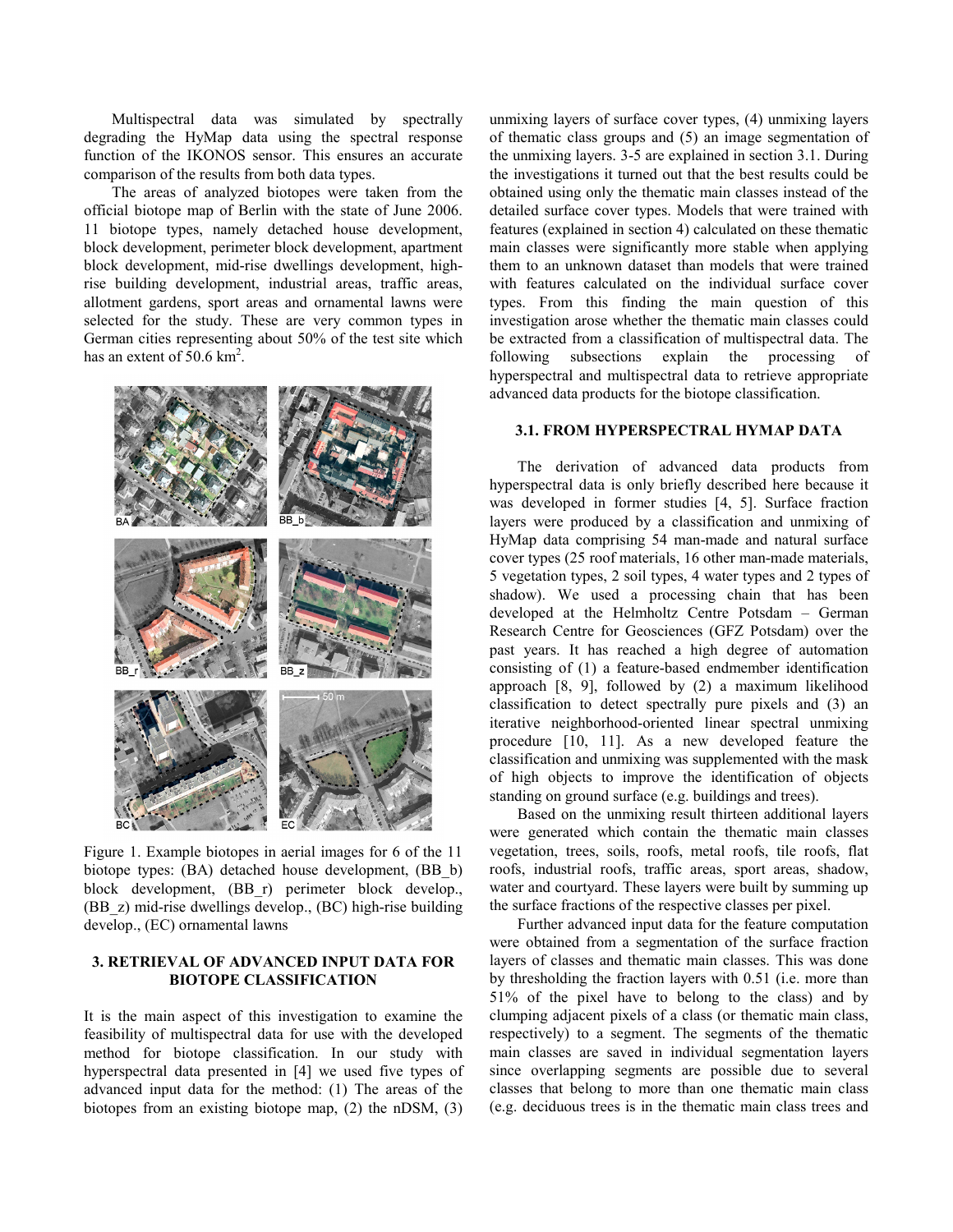Multispectral data was simulated by spectrally degrading the HyMap data using the spectral response function of the IKONOS sensor. This ensures an accurate comparison of the results from both data types.

The areas of analyzed biotopes were taken from the official biotope map of Berlin with the state of June 2006. 11 biotope types, namely detached house development, block development, perimeter block development, apartment block development, mid-rise dwellings development, high-rise building development, industrial areas, traffic areas, allotment gardens, sport areas and ornamental lawns were selected for the study. These are very common types in German cities representing about 50% of the test site which has an extent of 50.6 km$^2$.

Figure 1. Example biotopes in aerial images for 6 of the 11 biotope types: (BA) detached house development, (BB_b) block development, (BB_r) perimeter block develop., (BB_z) mid-rise dwellings develop., (BC) high-rise building develop., (EC) ornamental lawns

## 3. RETRIEVAL OF ADVANCED INPUT DATA FOR BIOTOPE CLASSIFICATION

It is the main aspect of this investigation to examine the feasibility of multispectral data for use with the developed method for biotope classification. In our study with hyperspectral data presented in [4] we used five types of advanced input data for the method: (1) The areas of the biotopes from an existing biotope map, (2) the nDSM, (3) unmixing layers of surface cover types, (4) unmixing layers of thematic class groups and (5) an image segmentation of the unmixing layers. 3-5 are explained in section 3.1. During the investigations it turned out that the best results could be obtained using only the thematic main classes instead of the detailed surface cover types. Models that were trained with features (explained in section 4) calculated on these thematic main classes were significantly more stable when applying them to an unknown dataset than models that were trained with features calculated on the individual surface cover types. From this finding the main question of this investigation arose whether the thematic main classes could be extracted from a classification of multispectral data. The following subsections explain the processing of hyperspectral and multispectral data to retrieve appropriate advanced data products for the biotope classification.

### 3.1. FROM HYPERSPECTRAL HYMAP DATA

The derivation of advanced data products from hyperspectral data is only briefly described here because it was developed in former studies [4, 5]. Surface fraction layers were produced by a classification and unmixing of HyMap data comprising 54 man-made and natural surface cover types (25 roof materials, 16 other man-made materials, 5 vegetation types, 2 soil types, 4 water types and 2 types of shadow). We used a processing chain that has been developed at the Helmholtz Centre Potsdam – German Research Centre for Geosciences (GFZ Potsdam) over the past years. It has reached a high degree of automation consisting of (1) a feature-based endmember identification approach [8, 9], followed by (2) a maximum likelihood classification to detect spectrally pure pixels and (3) an iterative neighborhood-oriented linear spectral unmixing procedure [10, 11]. As a new developed feature the classification and unmixing was supplemented with the mask of high objects to improve the identification of objects standing on ground surface (e.g. buildings and trees).

Based on the unmixing result thirteen additional layers were generated which contain the thematic main classes vegetation, trees, soils, roofs, metal roofs, tile roofs, flat roofs, industrial roofs, traffic areas, sport areas, shadow, water and courtyard. These layers were built by summing up the surface fractions of the respective classes per pixel.

Further advanced input data for the feature computation were obtained from a segmentation of the surface fraction layers of classes and thematic main classes. This was done by thresholding the fraction layers with 0.51 (i.e. more than 51% of the pixel have to belong to the class) and by clumping adjacent pixels of a class (or thematic main class, respectively) to a segment. The segments of the thematic main classes are saved in individual segmentation layers since overlapping segments are possible due to several classes that belong to more than one thematic main class (e.g. deciduous trees is in the thematic main class trees and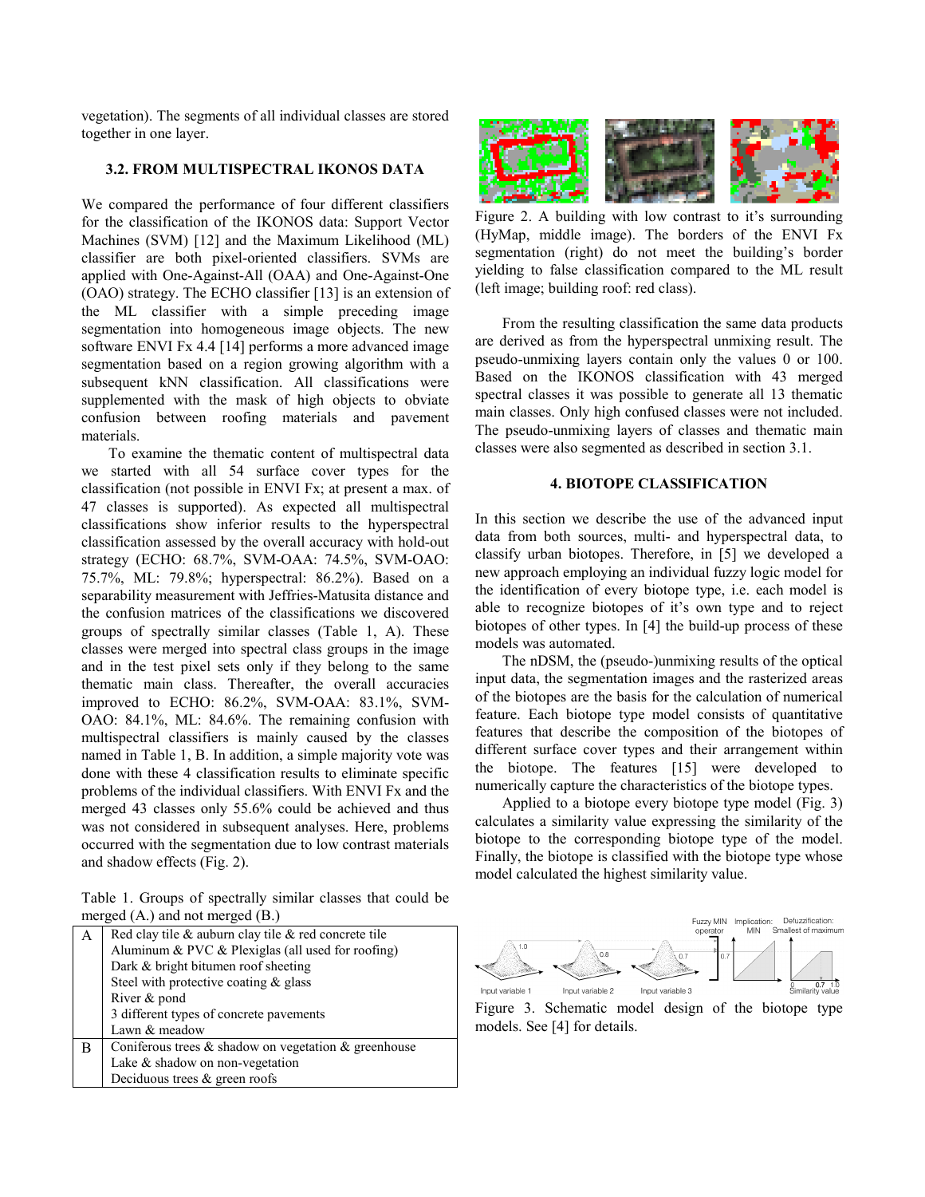vegetation). The segments of all individual classes are stored together in one layer.

### 3.2. FROM MULTISPECTRAL IKONOS DATA

We compared the performance of four different classifiers for the classification of the IKONOS data: Support Vector Machines (SVM) [12] and the Maximum Likelihood (ML) classifier are both pixel-oriented classifiers. SVMs are applied with One-Against-All (OAA) and One-Against-One (OAO) strategy. The ECHO classifier [13] is an extension of the ML classifier with a simple preceding image segmentation into homogeneous image objects. The new software ENVI Fx 4.4 [14] performs a more advanced image segmentation based on a region growing algorithm with a subsequent kNN classification. All classifications were supplemented with the mask of high objects to obviate confusion between roofing materials and pavement materials.

To examine the thematic content of multispectral data we started with all 54 surface cover types for the classification (not possible in ENVI Fx; at present a max. of 47 classes is supported). As expected all multispectral classifications show inferior results to the hyperspectral classification assessed by the overall accuracy with hold-out strategy (ECHO: 68.7%, SVM-OAA: 74.5%, SVM-OAO: 75.7%, ML: 79.8%; hyperspectral: 86.2%). Based on a separability measurement with Jeffries-Matusita distance and the confusion matrices of the classifications we discovered groups of spectrally similar classes (Table 1, A). These classes were merged into spectral class groups in the image and in the test pixel sets only if they belong to the same thematic main class. Thereafter, the overall accuracies improved to ECHO: 86.2%, SVM-OAA: 83.1%, SVM-OAO: 84.1%, ML: 84.6%. The remaining confusion with multispectral classifiers is mainly caused by the classes named in Table 1, B. In addition, a simple majority vote was done with these 4 classification results to eliminate specific problems of the individual classifiers. With ENVI Fx and the merged 43 classes only 55.6% could be achieved and thus was not considered in subsequent analyses. Here, problems occurred with the segmentation due to low contrast materials and shadow effects (Fig. 2).

Table 1. Groups of spectrally similar classes that could be merged (A.) and not merged (B.)

| | |
|---|---|
| A | Red clay tile & auburn clay tile & red concrete tile<br>Aluminum & PVC & Plexiglas (all used for roofing)<br>Dark & bright bitumen roof sheeting<br>Steel with protective coating & glass<br>River & pond<br>3 different types of concrete pavements<br>Lawn & meadow |
| B | Coniferous trees & shadow on vegetation & greenhouse<br>Lake & shadow on non-vegetation<br>Deciduous trees & green roofs |

Figure 2. A building with low contrast to it's surrounding (HyMap, middle image). The borders of the ENVI Fx segmentation (right) do not meet the building's border yielding to false classification compared to the ML result (left image; building roof: red class).

From the resulting classification the same data products are derived as from the hyperspectral unmixing result. The pseudo-unmixing layers contain only the values 0 or 100. Based on the IKONOS classification with 43 merged spectral classes it was possible to generate all 13 thematic main classes. Only high confused classes were not included. The pseudo-unmixing layers of classes and thematic main classes were also segmented as described in section 3.1.

## 4. BIOTOPE CLASSIFICATION

In this section we describe the use of the advanced input data from both sources, multi- and hyperspectral data, to classify urban biotopes. Therefore, in [5] we developed a new approach employing an individual fuzzy logic model for the identification of every biotope type, i.e. each model is able to recognize biotopes of it's own type and to reject biotopes of other types. In [4] the build-up process of these models was automated.

The nDSM, the (pseudo-)unmixing results of the optical input data, the segmentation images and the rasterized areas of the biotopes are the basis for the calculation of numerical feature. Each biotope type model consists of quantitative features that describe the composition of the biotopes of different surface cover types and their arrangement within the biotope. The features [15] were developed to numerically capture the characteristics of the biotope types.

Applied to a biotope every biotope type model (Fig. 3) calculates a similarity value expressing the similarity of the biotope to the corresponding biotope type of the model. Finally, the biotope is classified with the biotope type whose model calculated the highest similarity value.

Figure 3. Schematic model design of the biotope type models. See [4] for details.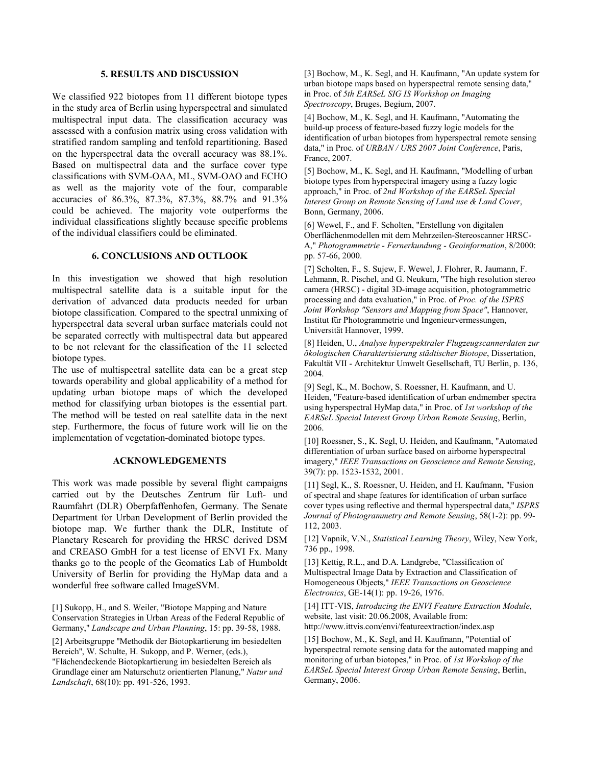## 5. RESULTS AND DISCUSSION

We classified 922 biotopes from 11 different biotope types in the study area of Berlin using hyperspectral and simulated multispectral input data. The classification accuracy was assessed with a confusion matrix using cross validation with stratified random sampling and tenfold repartitioning. Based on the hyperspectral data the overall accuracy was 88.1%. Based on multispectral data and the surface cover type classifications with SVM-OAA, ML, SVM-OAO and ECHO as well as the majority vote of the four, comparable accuracies of 86.3%, 87.3%, 87.3%, 88.7% and 91.3% could be achieved. The majority vote outperforms the individual classifications slightly because specific problems of the individual classifiers could be eliminated.

## 6. CONCLUSIONS AND OUTLOOK

In this investigation we showed that high resolution multispectral satellite data is a suitable input for the derivation of advanced data products needed for urban biotope classification. Compared to the spectral unmixing of hyperspectral data several urban surface materials could not be separated correctly with multispectral data but appeared to be not relevant for the classification of the 11 selected biotope types.

The use of multispectral satellite data can be a great step towards operability and global applicability of a method for updating urban biotope maps of which the developed method for classifying urban biotopes is the essential part. The method will be tested on real satellite data in the next step. Furthermore, the focus of future work will lie on the implementation of vegetation-dominated biotope types.

## ACKNOWLEDGEMENTS

This work was made possible by several flight campaigns carried out by the Deutsches Zentrum für Luft- und Raumfahrt (DLR) Oberpfaffenhofen, Germany. The Senate Department for Urban Development of Berlin provided the biotope map. We further thank the DLR, Institute of Planetary Research for providing the HRSC derived DSM and CREASO GmbH for a test license of ENVI Fx. Many thanks go to the people of the Geomatics Lab of Humboldt University of Berlin for providing the HyMap data and a wonderful free software called ImageSVM.

[1] Sukopp, H., and S. Weiler, "Biotope Mapping and Nature Conservation Strategies in Urban Areas of the Federal Republic of Germany," *Landscape and Urban Planning*, 15: pp. 39-58, 1988.

[2] Arbeitsgruppe "Methodik der Biotopkartierung im besiedelten Bereich", W. Schulte, H. Sukopp, and P. Werner, (eds.), "Flächendeckende Biotopkartierung im besiedelten Bereich als Grundlage einer am Naturschutz orientierten Planung," *Natur und Landschaft*, 68(10): pp. 491-526, 1993.

[3] Bochow, M., K. Segl, and H. Kaufmann, "An update system for urban biotope maps based on hyperspectral remote sensing data," in Proc. of *5th EARSeL SIG IS Workshop on Imaging Spectroscopy*, Bruges, Begium, 2007.

[4] Bochow, M., K. Segl, and H. Kaufmann, "Automating the build-up process of feature-based fuzzy logic models for the identification of urban biotopes from hyperspectral remote sensing data," in Proc. of *URBAN / URS 2007 Joint Conference*, Paris, France, 2007.

[5] Bochow, M., K. Segl, and H. Kaufmann, "Modelling of urban biotope types from hyperspectral imagery using a fuzzy logic approach," in Proc. of *2nd Workshop of the EARSeL Special Interest Group on Remote Sensing of Land use & Land Cover*, Bonn, Germany, 2006.

[6] Wewel, F., and F. Scholten, "Erstellung von digitalen Oberflächenmodellen mit dem Mehrzeilen-Stereoscanner HRSC-A," *Photogrammetrie - Fernerkundung - Geoinformation*, 8/2000: pp. 57-66, 2000.

[7] Scholten, F., S. Sujew, F. Wewel, J. Flohrer, R. Jaumann, F. Lehmann, R. Pischel, and G. Neukum, "The high resolution stereo camera (HRSC) - digital 3D-image acquisition, photogrammetric processing and data evaluation," in Proc. of *Proc. of the ISPRS Joint Workshop "Sensors and Mapping from Space"*, Hannover, Institut für Photogrammetrie und Ingenieurvermessungen, Universität Hannover, 1999.

[8] Heiden, U., *Analyse hyperspektraler Flugzeugscannerdaten zur ökologischen Charakterisierung städtischer Biotope*, Dissertation, Fakultät VII - Architektur Umwelt Gesellschaft, TU Berlin, p. 136, 2004.

[9] Segl, K., M. Bochow, S. Roessner, H. Kaufmann, and U. Heiden, "Feature-based identification of urban endmember spectra using hyperspectral HyMap data," in Proc. of *1st workshop of the EARSeL Special Interest Group Urban Remote Sensing*, Berlin, 2006.

[10] Roessner, S., K. Segl, U. Heiden, and Kaufmann, "Automated differentiation of urban surface based on airborne hyperspectral imagery," *IEEE Transactions on Geoscience and Remote Sensing*, 39(7): pp. 1523-1532, 2001.

[11] Segl, K., S. Roessner, U. Heiden, and H. Kaufmann, "Fusion of spectral and shape features for identification of urban surface cover types using reflective and thermal hyperspectral data," *ISPRS Journal of Photogrammetry and Remote Sensing*, 58(1-2): pp. 99-112, 2003.

[12] Vapnik, V.N., *Statistical Learning Theory*, Wiley, New York, 736 pp., 1998.

[13] Kettig, R.L., and D.A. Landgrebe, "Classification of Multispectral Image Data by Extraction and Classification of Homogeneous Objects," *IEEE Transactions on Geoscience Electronics*, GE-14(1): pp. 19-26, 1976.

[14] ITT-VIS, *Introducing the ENVI Feature Extraction Module*, website, last visit: 20.06.2008, Available from: http://www.ittvis.com/envi/featureextraction/index.asp

[15] Bochow, M., K. Segl, and H. Kaufmann, "Potential of hyperspectral remote sensing data for the automated mapping and monitoring of urban biotopes," in Proc. of *1st Workshop of the EARSeL Special Interest Group Urban Remote Sensing*, Berlin, Germany, 2006.